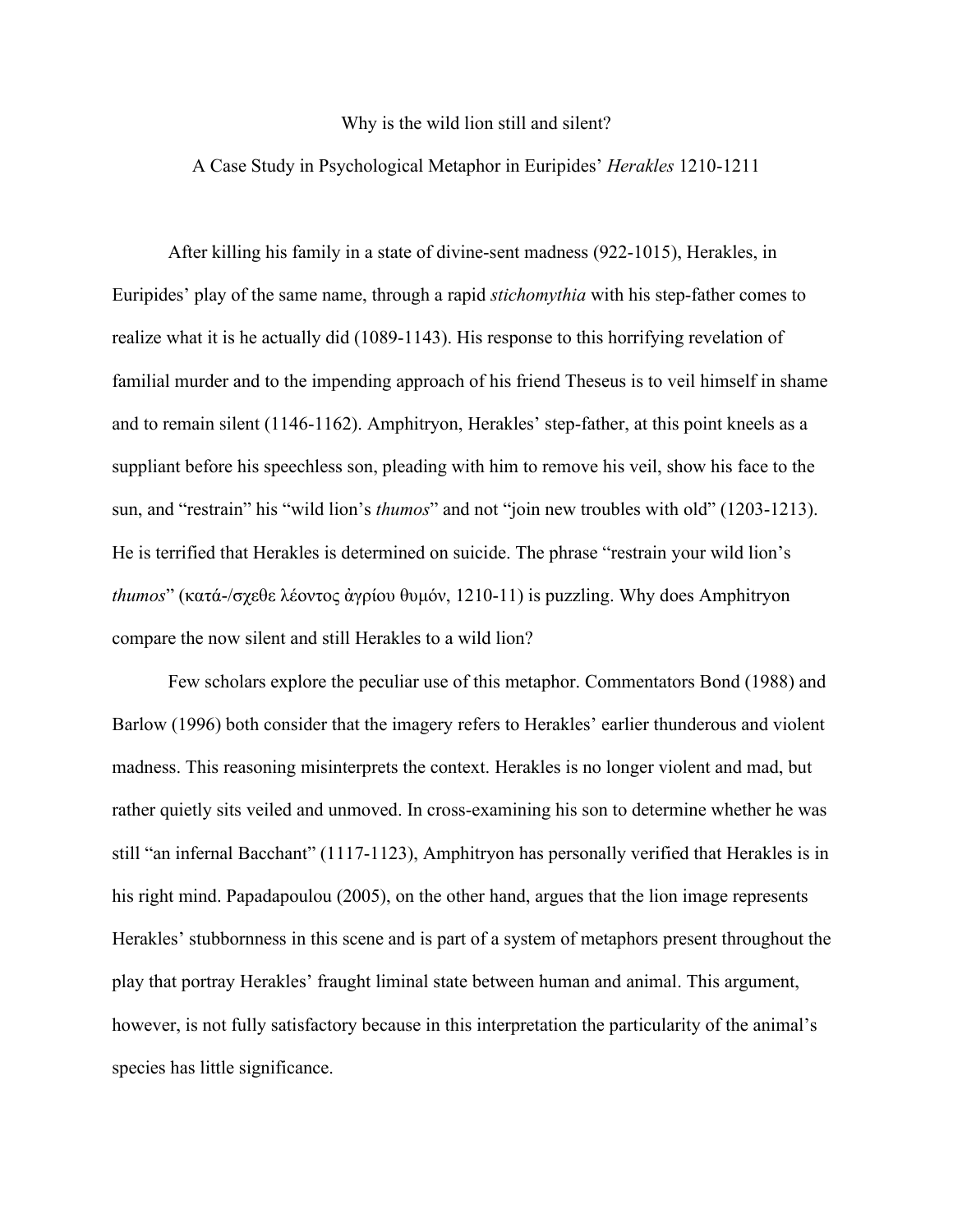# Why is the wild lion still and silent?

## A Case Study in Psychological Metaphor in Euripides' *Herakles* 1210-1211

After killing his family in a state of divine-sent madness (922-1015), Herakles, in Euripides' play of the same name, through a rapid *stichomythia* with his step-father comes to realize what it is he actually did (1089-1143). His response to this horrifying revelation of familial murder and to the impending approach of his friend Theseus is to veil himself in shame and to remain silent (1146-1162). Amphitryon, Herakles' step-father, at this point kneels as a suppliant before his speechless son, pleading with him to remove his veil, show his face to the sun, and "restrain" his "wild lion's *thumos*" and not "join new troubles with old" (1203-1213). He is terrified that Herakles is determined on suicide. The phrase "restrain your wild lion's *thumos*" (κατά-/σχεθε λέοντος ἀγρίου θυμόν, 1210-11) is puzzling. Why does Amphitryon compare the now silent and still Herakles to a wild lion?

Few scholars explore the peculiar use of this metaphor. Commentators Bond (1988) and Barlow (1996) both consider that the imagery refers to Herakles' earlier thunderous and violent madness. This reasoning misinterprets the context. Herakles is no longer violent and mad, but rather quietly sits veiled and unmoved. In cross-examining his son to determine whether he was still "an infernal Bacchant" (1117-1123), Amphitryon has personally verified that Herakles is in his right mind. Papadapoulou (2005), on the other hand, argues that the lion image represents Herakles' stubbornness in this scene and is part of a system of metaphors present throughout the play that portray Herakles' fraught liminal state between human and animal. This argument, however, is not fully satisfactory because in this interpretation the particularity of the animal's species has little significance.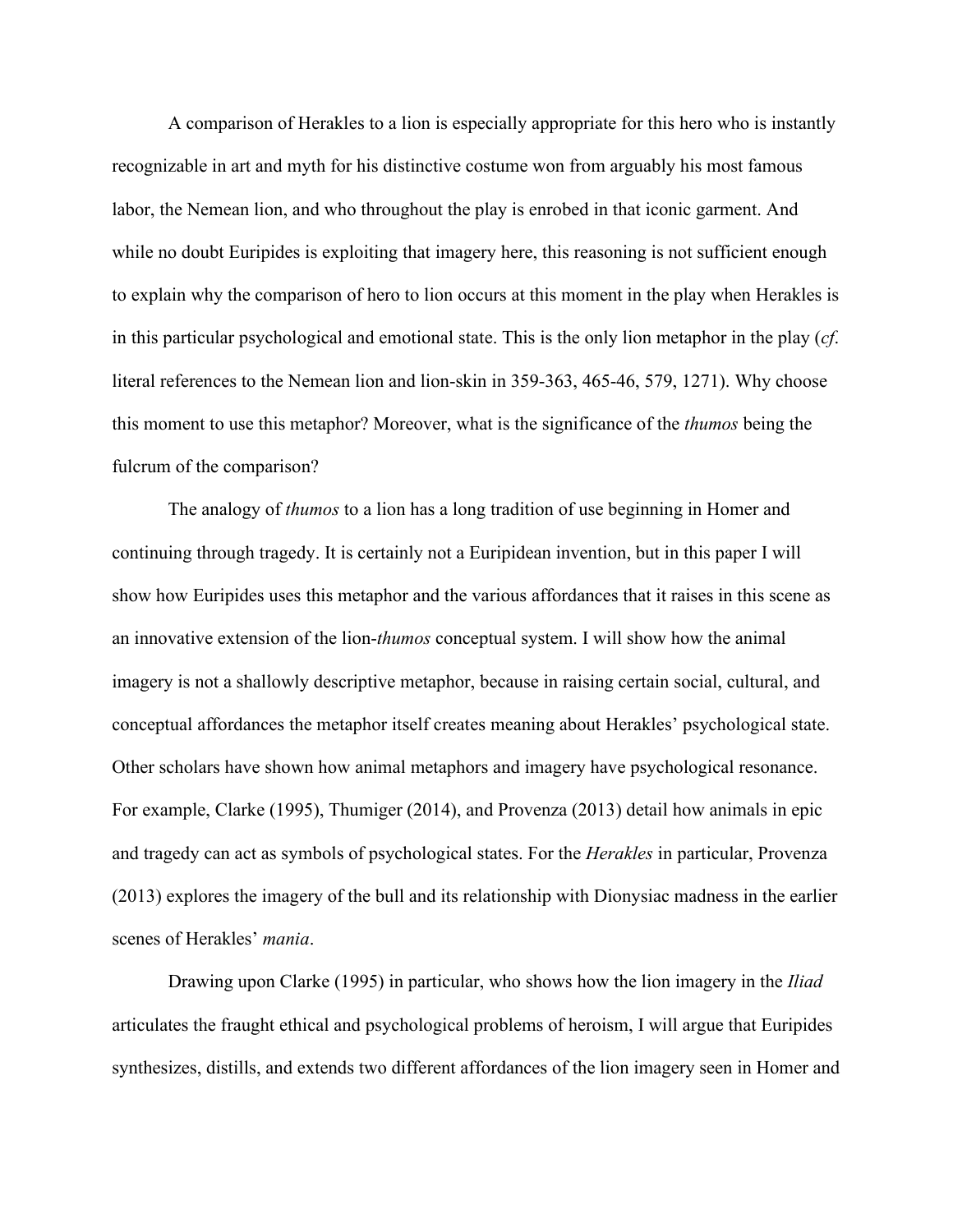A comparison of Herakles to a lion is especially appropriate for this hero who is instantly recognizable in art and myth for his distinctive costume won from arguably his most famous labor, the Nemean lion, and who throughout the play is enrobed in that iconic garment. And while no doubt Euripides is exploiting that imagery here, this reasoning is not sufficient enough to explain why the comparison of hero to lion occurs at this moment in the play when Herakles is in this particular psychological and emotional state. This is the only lion metaphor in the play (*cf*. literal references to the Nemean lion and lion-skin in 359-363, 465-46, 579, 1271). Why choose this moment to use this metaphor? Moreover, what is the significance of the *thumos* being the fulcrum of the comparison?

The analogy of *thumos* to a lion has a long tradition of use beginning in Homer and continuing through tragedy. It is certainly not a Euripidean invention, but in this paper I will show how Euripides uses this metaphor and the various affordances that it raises in this scene as an innovative extension of the lion-*thumos* conceptual system. I will show how the animal imagery is not a shallowly descriptive metaphor, because in raising certain social, cultural, and conceptual affordances the metaphor itself creates meaning about Herakles' psychological state. Other scholars have shown how animal metaphors and imagery have psychological resonance. For example, Clarke (1995), Thumiger (2014), and Provenza (2013) detail how animals in epic and tragedy can act as symbols of psychological states. For the *Herakles* in particular, Provenza (2013) explores the imagery of the bull and its relationship with Dionysiac madness in the earlier scenes of Herakles' *mania*.

Drawing upon Clarke (1995) in particular, who shows how the lion imagery in the *Iliad* articulates the fraught ethical and psychological problems of heroism, I will argue that Euripides synthesizes, distills, and extends two different affordances of the lion imagery seen in Homer and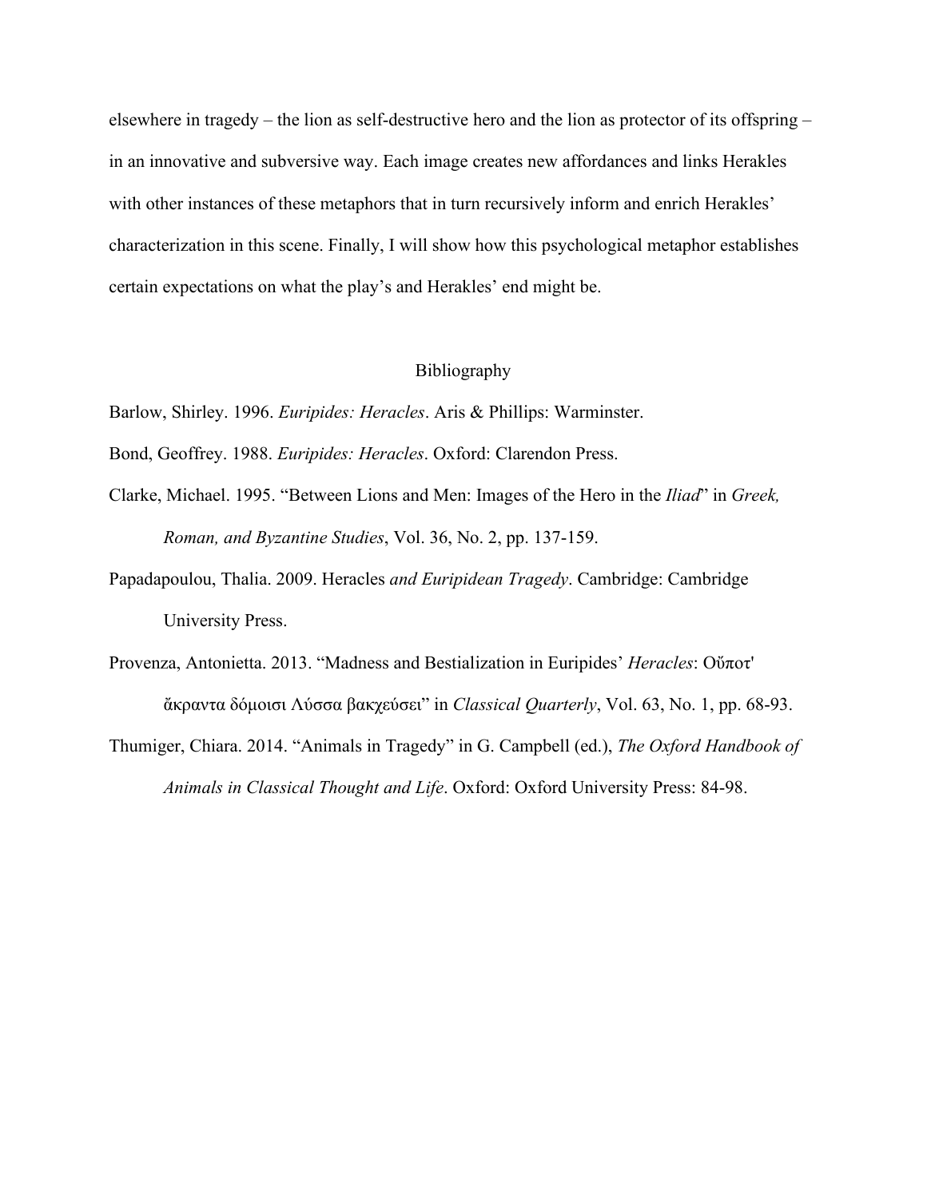elsewhere in tragedy – the lion as self-destructive hero and the lion as protector of its offspring – in an innovative and subversive way. Each image creates new affordances and links Herakles with other instances of these metaphors that in turn recursively inform and enrich Herakles' characterization in this scene. Finally, I will show how this psychological metaphor establishes certain expectations on what the play's and Herakles' end might be.

## Bibliography

Barlow, Shirley. 1996. *Euripides: Heracles*. Aris & Phillips: Warminster.

Bond, Geoffrey. 1988. *Euripides: Heracles*. Oxford: Clarendon Press.

Clarke, Michael. 1995. "Between Lions and Men: Images of the Hero in the *Iliad*" in *Greek, Roman, and Byzantine Studies*, Vol. 36, No. 2, pp. 137-159.

Papadapoulou, Thalia. 2009. Heracles *and Euripidean Tragedy*. Cambridge: Cambridge University Press.

Provenza, Antonietta. 2013. "Madness and Bestialization in Euripides' *Heracles*: Οὔποτ' ἄκραντα δόμοισι Λύσσα βακχεύσει" in *Classical Quarterly*, Vol. 63, No. 1, pp. 68-93.

Thumiger, Chiara. 2014. "Animals in Tragedy" in G. Campbell (ed.), *The Oxford Handbook of Animals in Classical Thought and Life*. Oxford: Oxford University Press: 84-98.